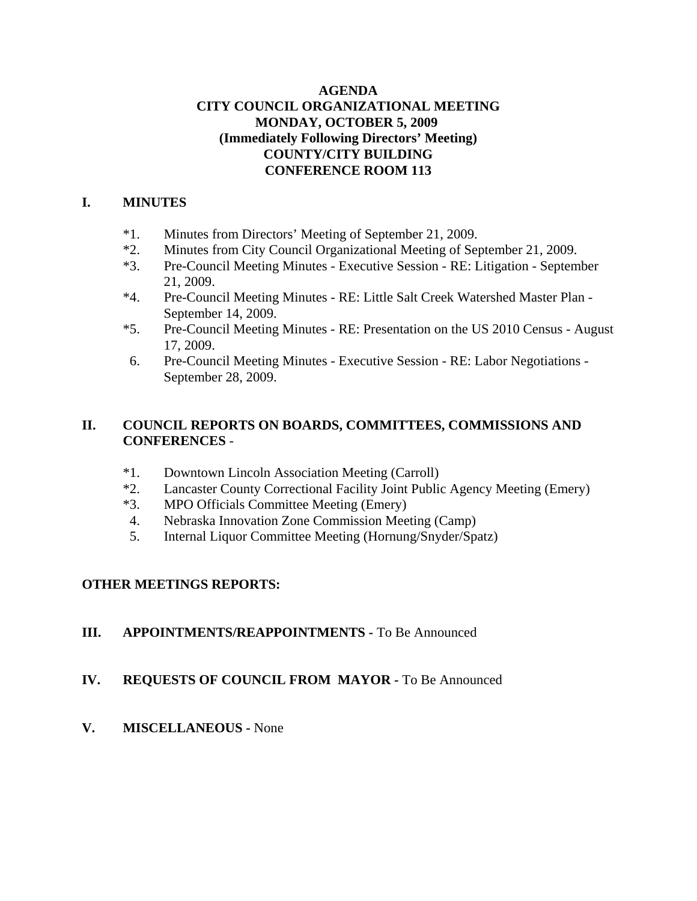# AGENDA
# CITY COUNCIL ORGANIZATIONAL MEETING
# MONDAY, OCTOBER 5, 2009
## (Immediately Following Directors' Meeting)
## COUNTY/CITY BUILDING
## CONFERENCE ROOM 113

## I. MINUTES

*1. Minutes from Directors' Meeting of September 21, 2009.
*2. Minutes from City Council Organizational Meeting of September 21, 2009.
*3. Pre-Council Meeting Minutes - Executive Session - RE: Litigation - September 21, 2009.
*4. Pre-Council Meeting Minutes - RE: Little Salt Creek Watershed Master Plan - September 14, 2009.
*5. Pre-Council Meeting Minutes - RE: Presentation on the US 2010 Census - August 17, 2009.
 6. Pre-Council Meeting Minutes - Executive Session - RE: Labor Negotiations - September 28, 2009.

## II. COUNCIL REPORTS ON BOARDS, COMMITTEES, COMMISSIONS AND CONFERENCES -

*1. Downtown Lincoln Association Meeting (Carroll)
*2. Lancaster County Correctional Facility Joint Public Agency Meeting (Emery)
*3. MPO Officials Committee Meeting (Emery)
 4. Nebraska Innovation Zone Commission Meeting (Camp)
 5. Internal Liquor Committee Meeting (Hornung/Snyder/Spatz)

**OTHER MEETINGS REPORTS:**

## III. APPOINTMENTS/REAPPOINTMENTS - To Be Announced

## IV. REQUESTS OF COUNCIL FROM MAYOR - To Be Announced

## V. MISCELLANEOUS - None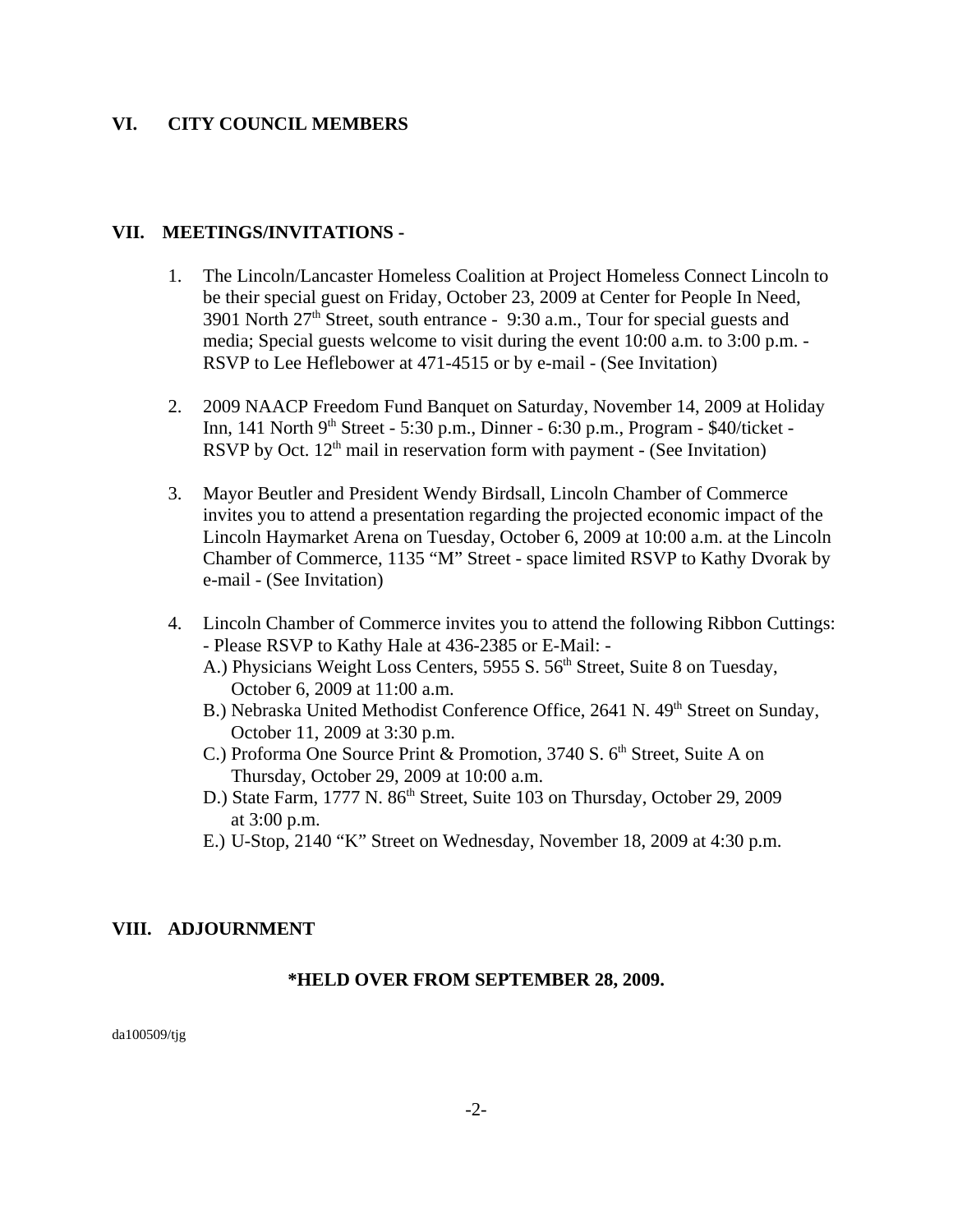## VI. CITY COUNCIL MEMBERS

## VII. MEETINGS/INVITATIONS -

1. The Lincoln/Lancaster Homeless Coalition at Project Homeless Connect Lincoln to be their special guest on Friday, October 23, 2009 at Center for People In Need, 3901 North 27th Street, south entrance - 9:30 a.m., Tour for special guests and media; Special guests welcome to visit during the event 10:00 a.m. to 3:00 p.m. - RSVP to Lee Heflebower at 471-4515 or by e-mail - (See Invitation)

2. 2009 NAACP Freedom Fund Banquet on Saturday, November 14, 2009 at Holiday Inn, 141 North 9th Street - 5:30 p.m., Dinner - 6:30 p.m., Program - $40/ticket - RSVP by Oct. 12th mail in reservation form with payment - (See Invitation)

3. Mayor Beutler and President Wendy Birdsall, Lincoln Chamber of Commerce invites you to attend a presentation regarding the projected economic impact of the Lincoln Haymarket Arena on Tuesday, October 6, 2009 at 10:00 a.m. at the Lincoln Chamber of Commerce, 1135 "M" Street - space limited RSVP to Kathy Dvorak by e-mail - (See Invitation)

4. Lincoln Chamber of Commerce invites you to attend the following Ribbon Cuttings: - Please RSVP to Kathy Hale at 436-2385 or E-Mail: -
   A.) Physicians Weight Loss Centers, 5955 S. 56th Street, Suite 8 on Tuesday, October 6, 2009 at 11:00 a.m.
   B.) Nebraska United Methodist Conference Office, 2641 N. 49th Street on Sunday, October 11, 2009 at 3:30 p.m.
   C.) Proforma One Source Print & Promotion, 3740 S. 6th Street, Suite A on Thursday, October 29, 2009 at 10:00 a.m.
   D.) State Farm, 1777 N. 86th Street, Suite 103 on Thursday, October 29, 2009 at 3:00 p.m.
   E.) U-Stop, 2140 "K" Street on Wednesday, November 18, 2009 at 4:30 p.m.

## VIII. ADJOURNMENT

**\*HELD OVER FROM SEPTEMBER 28, 2009.**

da100509/tjg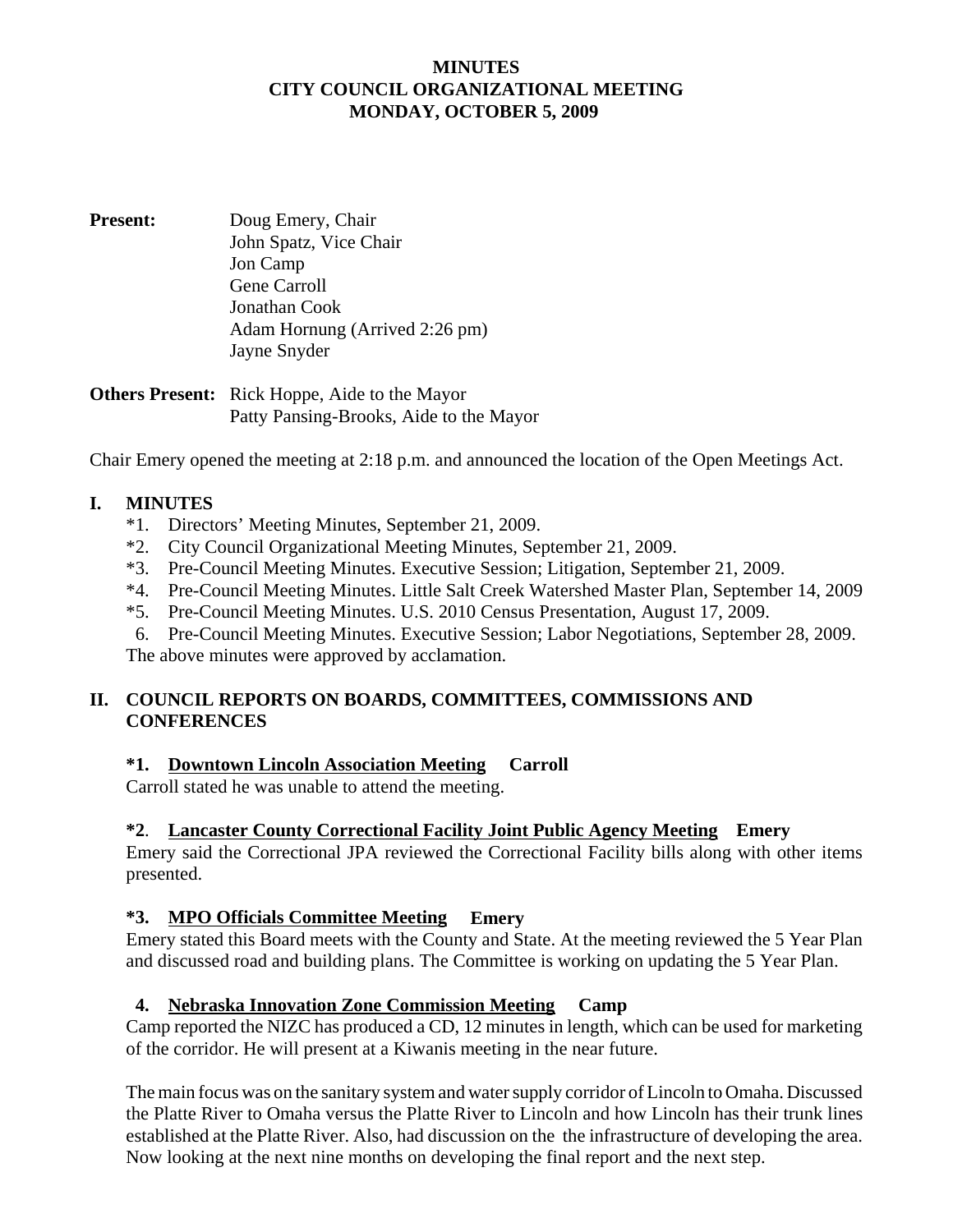**MINUTES**
**CITY COUNCIL ORGANIZATIONAL MEETING**
**MONDAY, OCTOBER 5, 2009**

**Present:** Doug Emery, Chair
John Spatz, Vice Chair
Jon Camp
Gene Carroll
Jonathan Cook
Adam Hornung (Arrived 2:26 pm)
Jayne Snyder

**Others Present:** Rick Hoppe, Aide to the Mayor
Patty Pansing-Brooks, Aide to the Mayor

Chair Emery opened the meeting at 2:18 p.m. and announced the location of the Open Meetings Act.

## I. MINUTES

*1. Directors' Meeting Minutes, September 21, 2009.
*2. City Council Organizational Meeting Minutes, September 21, 2009.
*3. Pre-Council Meeting Minutes. Executive Session; Litigation, September 21, 2009.
*4. Pre-Council Meeting Minutes. Little Salt Creek Watershed Master Plan, September 14, 2009
*5. Pre-Council Meeting Minutes. U.S. 2010 Census Presentation, August 17, 2009.
6. Pre-Council Meeting Minutes. Executive Session; Labor Negotiations, September 28, 2009.

The above minutes were approved by acclamation.

## II. COUNCIL REPORTS ON BOARDS, COMMITTEES, COMMISSIONS AND CONFERENCES

**\*1. Downtown Lincoln Association Meeting Carroll**

Carroll stated he was unable to attend the meeting.

**\*2. Lancaster County Correctional Facility Joint Public Agency Meeting Emery**

Emery said the Correctional JPA reviewed the Correctional Facility bills along with other items presented.

**\*3. MPO Officials Committee Meeting Emery**

Emery stated this Board meets with the County and State. At the meeting reviewed the 5 Year Plan and discussed road and building plans. The Committee is working on updating the 5 Year Plan.

**4. Nebraska Innovation Zone Commission Meeting Camp**

Camp reported the NIZC has produced a CD, 12 minutes in length, which can be used for marketing of the corridor. He will present at a Kiwanis meeting in the near future.

The main focus was on the sanitary system and water supply corridor of Lincoln to Omaha. Discussed the Platte River to Omaha versus the Platte River to Lincoln and how Lincoln has their trunk lines established at the Platte River. Also, had discussion on the the infrastructure of developing the area. Now looking at the next nine months on developing the final report and the next step.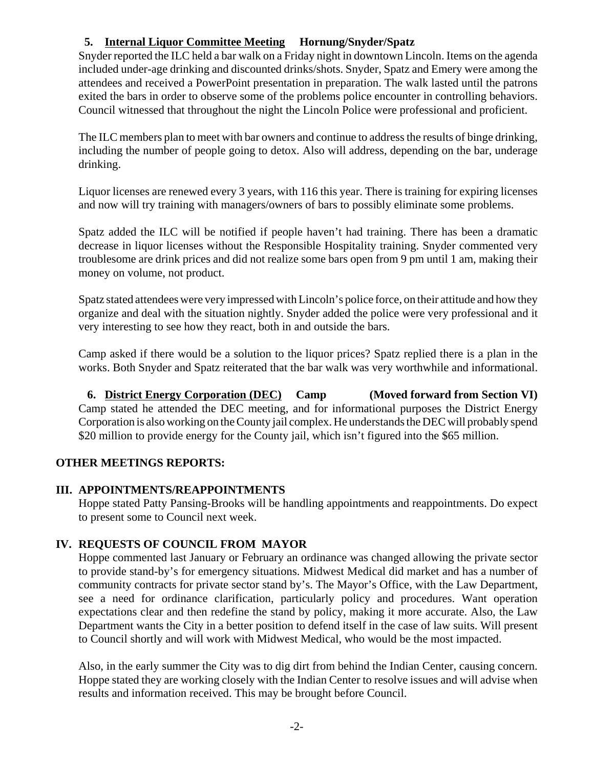**5. Internal Liquor Committee Meeting Hornung/Snyder/Spatz**

Snyder reported the ILC held a bar walk on a Friday night in downtown Lincoln. Items on the agenda included under-age drinking and discounted drinks/shots. Snyder, Spatz and Emery were among the attendees and received a PowerPoint presentation in preparation. The walk lasted until the patrons exited the bars in order to observe some of the problems police encounter in controlling behaviors. Council witnessed that throughout the night the Lincoln Police were professional and proficient.

The ILC members plan to meet with bar owners and continue to address the results of binge drinking, including the number of people going to detox. Also will address, depending on the bar, underage drinking.

Liquor licenses are renewed every 3 years, with 116 this year. There is training for expiring licenses and now will try training with managers/owners of bars to possibly eliminate some problems.

Spatz added the ILC will be notified if people haven't had training. There has been a dramatic decrease in liquor licenses without the Responsible Hospitality training. Snyder commented very troublesome are drink prices and did not realize some bars open from 9 pm until 1 am, making their money on volume, not product.

Spatz stated attendees were very impressed with Lincoln's police force, on their attitude and how they organize and deal with the situation nightly. Snyder added the police were very professional and it very interesting to see how they react, both in and outside the bars.

Camp asked if there would be a solution to the liquor prices? Spatz replied there is a plan in the works. Both Snyder and Spatz reiterated that the bar walk was very worthwhile and informational.

**6. District Energy Corporation (DEC) Camp (Moved forward from Section VI)**

Camp stated he attended the DEC meeting, and for informational purposes the District Energy Corporation is also working on the County jail complex. He understands the DEC will probably spend \$20 million to provide energy for the County jail, which isn't figured into the \$65 million.

## OTHER MEETINGS REPORTS:

## III. APPOINTMENTS/REAPPOINTMENTS

Hoppe stated Patty Pansing-Brooks will be handling appointments and reappointments. Do expect to present some to Council next week.

## IV. REQUESTS OF COUNCIL FROM MAYOR

Hoppe commented last January or February an ordinance was changed allowing the private sector to provide stand-by's for emergency situations. Midwest Medical did market and has a number of community contracts for private sector stand by's. The Mayor's Office, with the Law Department, see a need for ordinance clarification, particularly policy and procedures. Want operation expectations clear and then redefine the stand by policy, making it more accurate. Also, the Law Department wants the City in a better position to defend itself in the case of law suits. Will present to Council shortly and will work with Midwest Medical, who would be the most impacted.

Also, in the early summer the City was to dig dirt from behind the Indian Center, causing concern. Hoppe stated they are working closely with the Indian Center to resolve issues and will advise when results and information received. This may be brought before Council.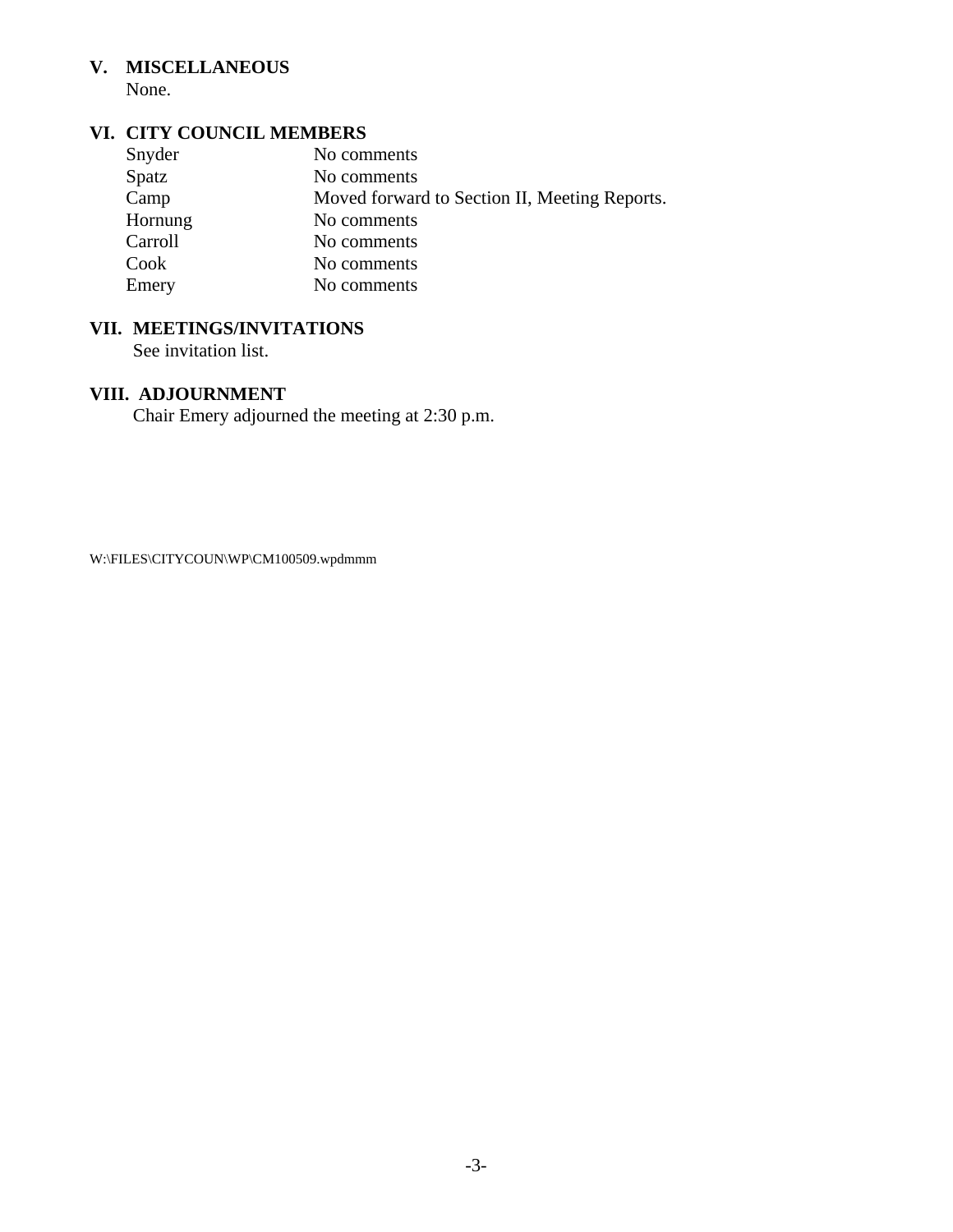## V. MISCELLANEOUS

None.

## VI. CITY COUNCIL MEMBERS

| | |
|---|---|
| Snyder | No comments |
| Spatz | No comments |
| Camp | Moved forward to Section II, Meeting Reports. |
| Hornung | No comments |
| Carroll | No comments |
| Cook | No comments |
| Emery | No comments |

## VII. MEETINGS/INVITATIONS

See invitation list.

## VIII. ADJOURNMENT

Chair Emery adjourned the meeting at 2:30 p.m.

W:\FILES\CITYCOUN\WP\CM100509.wpdmmm